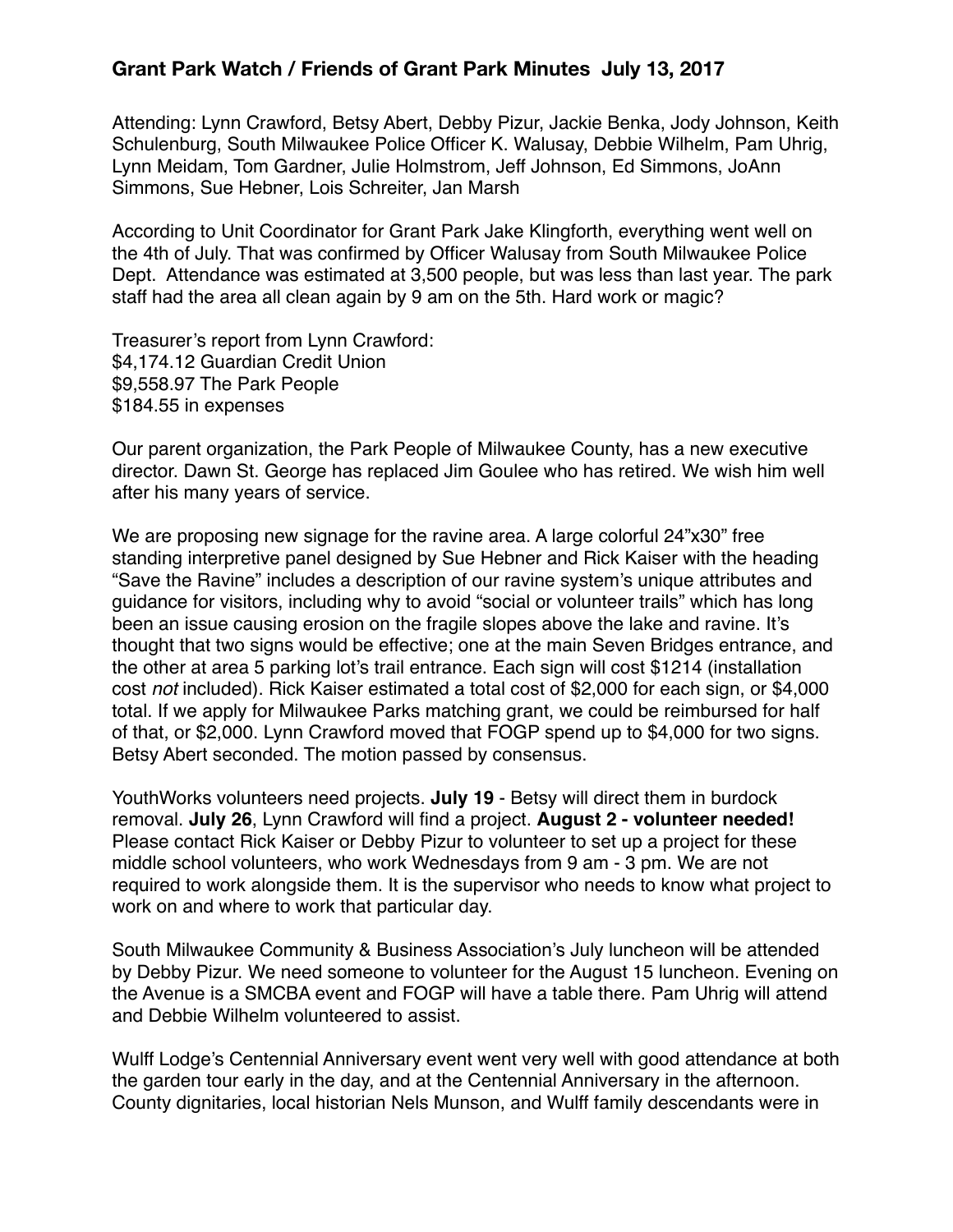# Grant Park Watch / Friends of Grant Park Minutes  July 13, 2017

Attending: Lynn Crawford, Betsy Abert, Debby Pizur, Jackie Benka, Jody Johnson, Keith Schulenburg, South Milwaukee Police Officer K. Walusay, Debbie Wilhelm, Pam Uhrig, Lynn Meidam, Tom Gardner, Julie Holmstrom, Jeff Johnson, Ed Simmons, JoAnn Simmons, Sue Hebner, Lois Schreiter, Jan Marsh

According to Unit Coordinator for Grant Park Jake Klingforth, everything went well on the 4th of July. That was confirmed by Officer Walusay from South Milwaukee Police Dept.  Attendance was estimated at 3,500 people, but was less than last year. The park staff had the area all clean again by 9 am on the 5th. Hard work or magic?

Treasurer's report from Lynn Crawford:
$4,174.12 Guardian Credit Union
$9,558.97 The Park People
$184.55 in expenses

Our parent organization, the Park People of Milwaukee County, has a new executive director. Dawn St. George has replaced Jim Goulee who has retired. We wish him well after his many years of service.

We are proposing new signage for the ravine area. A large colorful 24"x30" free standing interpretive panel designed by Sue Hebner and Rick Kaiser with the heading "Save the Ravine" includes a description of our ravine system's unique attributes and guidance for visitors, including why to avoid "social or volunteer trails" which has long been an issue causing erosion on the fragile slopes above the lake and ravine. It's thought that two signs would be effective; one at the main Seven Bridges entrance, and the other at area 5 parking lot's trail entrance. Each sign will cost $1214 (installation cost *not* included). Rick Kaiser estimated a total cost of $2,000 for each sign, or $4,000 total. If we apply for Milwaukee Parks matching grant, we could be reimbursed for half of that, or $2,000. Lynn Crawford moved that FOGP spend up to $4,000 for two signs. Betsy Abert seconded. The motion passed by consensus.

YouthWorks volunteers need projects. **July 19** - Betsy will direct them in burdock removal. **July 26**, Lynn Crawford will find a project. **August 2 - volunteer needed!** Please contact Rick Kaiser or Debby Pizur to volunteer to set up a project for these middle school volunteers, who work Wednesdays from 9 am - 3 pm. We are not required to work alongside them. It is the supervisor who needs to know what project to work on and where to work that particular day.

South Milwaukee Community & Business Association's July luncheon will be attended by Debby Pizur. We need someone to volunteer for the August 15 luncheon. Evening on the Avenue is a SMCBA event and FOGP will have a table there. Pam Uhrig will attend and Debbie Wilhelm volunteered to assist.

Wulff Lodge's Centennial Anniversary event went very well with good attendance at both the garden tour early in the day, and at the Centennial Anniversary in the afternoon. County dignitaries, local historian Nels Munson, and Wulff family descendants were in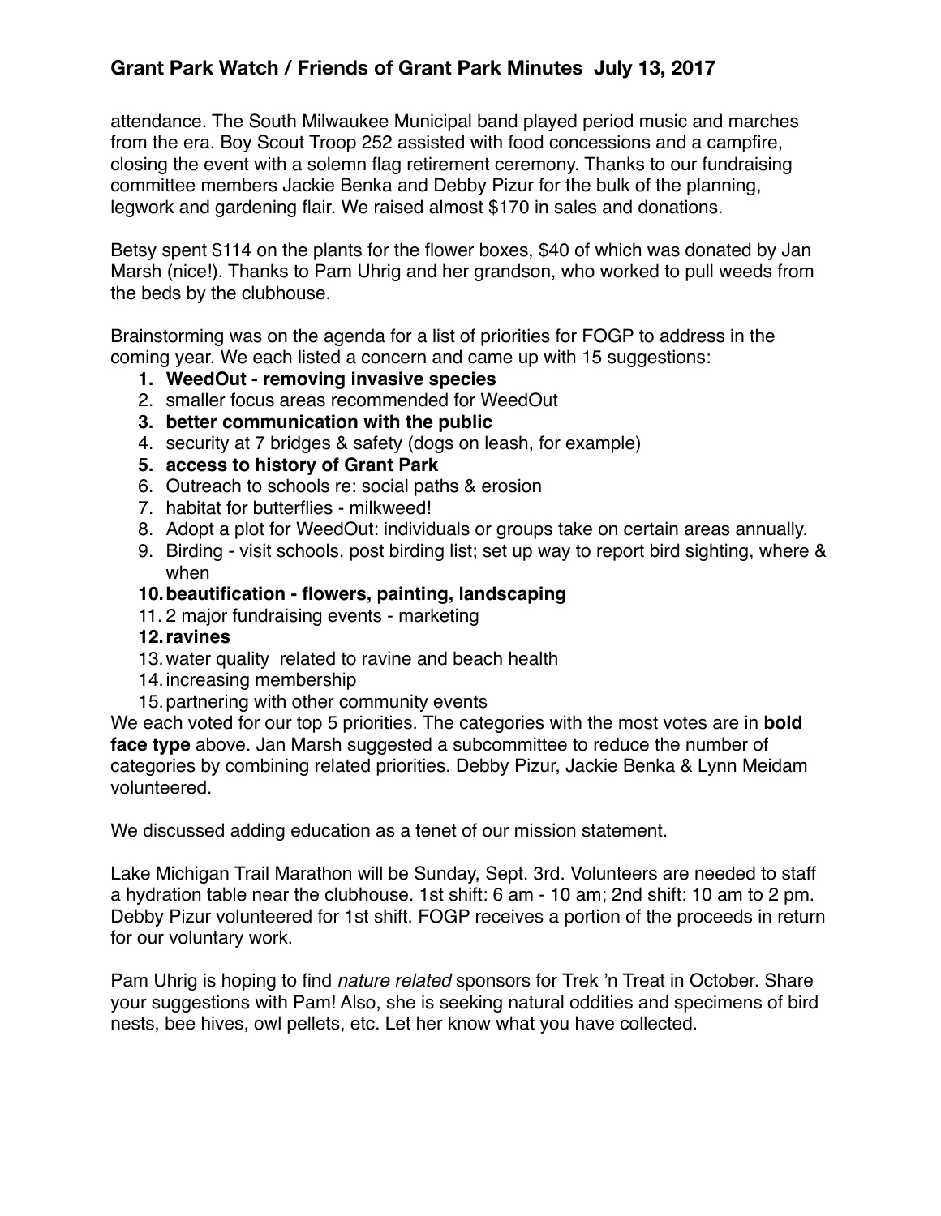attendance. The South Milwaukee Municipal band played period music and marches from the era. Boy Scout Troop 252 assisted with food concessions and a campfire, closing the event with a solemn flag retirement ceremony. Thanks to our fundraising committee members Jackie Benka and Debby Pizur for the bulk of the planning, legwork and gardening flair. We raised almost $170 in sales and donations.

Betsy spent $114 on the plants for the flower boxes, $40 of which was donated by Jan Marsh (nice!). Thanks to Pam Uhrig and her grandson, who worked to pull weeds from the beds by the clubhouse.

Brainstorming was on the agenda for a list of priorities for FOGP to address in the coming year. We each listed a concern and came up with 15 suggestions:

1. **WeedOut - removing invasive species**
2. smaller focus areas recommended for WeedOut
3. **better communication with the public**
4. security at 7 bridges & safety (dogs on leash, for example)
5. **access to history of Grant Park**
6. Outreach to schools re: social paths & erosion
7. habitat for butterflies - milkweed!
8. Adopt a plot for WeedOut: individuals or groups take on certain areas annually.
9. Birding - visit schools, post birding list; set up way to report bird sighting, where & when
10. **beautification - flowers, painting, landscaping**
11. 2 major fundraising events - marketing
12. **ravines**
13. water quality related to ravine and beach health
14. increasing membership
15. partnering with other community events

We each voted for our top 5 priorities. The categories with the most votes are in **bold face type** above. Jan Marsh suggested a subcommittee to reduce the number of categories by combining related priorities. Debby Pizur, Jackie Benka & Lynn Meidam volunteered.

We discussed adding education as a tenet of our mission statement.

Lake Michigan Trail Marathon will be Sunday, Sept. 3rd. Volunteers are needed to staff a hydration table near the clubhouse. 1st shift: 6 am - 10 am; 2nd shift: 10 am to 2 pm. Debby Pizur volunteered for 1st shift. FOGP receives a portion of the proceeds in return for our voluntary work.

Pam Uhrig is hoping to find *nature related* sponsors for Trek 'n Treat in October. Share your suggestions with Pam! Also, she is seeking natural oddities and specimens of bird nests, bee hives, owl pellets, etc. Let her know what you have collected.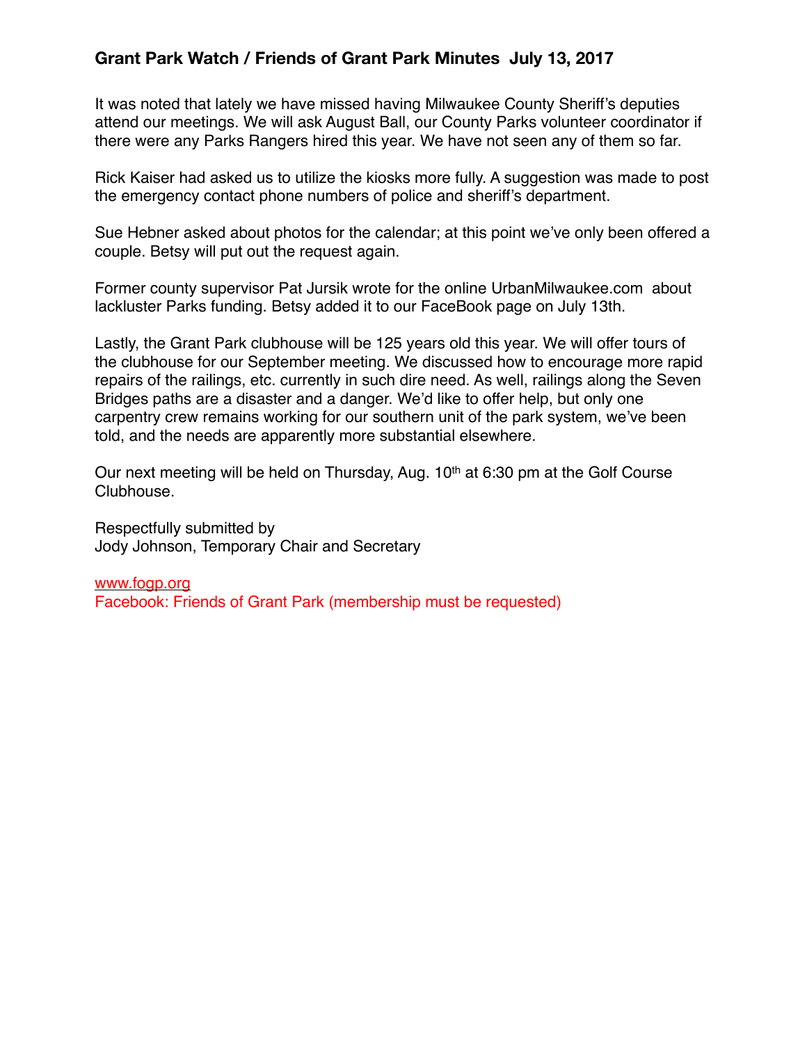**Grant Park Watch / Friends of Grant Park Minutes July 13, 2017**

It was noted that lately we have missed having Milwaukee County Sheriff's deputies attend our meetings. We will ask August Ball, our County Parks volunteer coordinator if there were any Parks Rangers hired this year. We have not seen any of them so far.

Rick Kaiser had asked us to utilize the kiosks more fully. A suggestion was made to post the emergency contact phone numbers of police and sheriff's department.

Sue Hebner asked about photos for the calendar; at this point we've only been offered a couple. Betsy will put out the request again.

Former county supervisor Pat Jursik wrote for the online UrbanMilwaukee.com about lackluster Parks funding. Betsy added it to our FaceBook page on July 13th.

Lastly, the Grant Park clubhouse will be 125 years old this year. We will offer tours of the clubhouse for our September meeting. We discussed how to encourage more rapid repairs of the railings, etc. currently in such dire need. As well, railings along the Seven Bridges paths are a disaster and a danger. We'd like to offer help, but only one carpentry crew remains working for our southern unit of the park system, we've been told, and the needs are apparently more substantial elsewhere.

Our next meeting will be held on Thursday, Aug. 10th at 6:30 pm at the Golf Course Clubhouse.

Respectfully submitted by
Jody Johnson, Temporary Chair and Secretary

www.fogp.org
Facebook: Friends of Grant Park (membership must be requested)